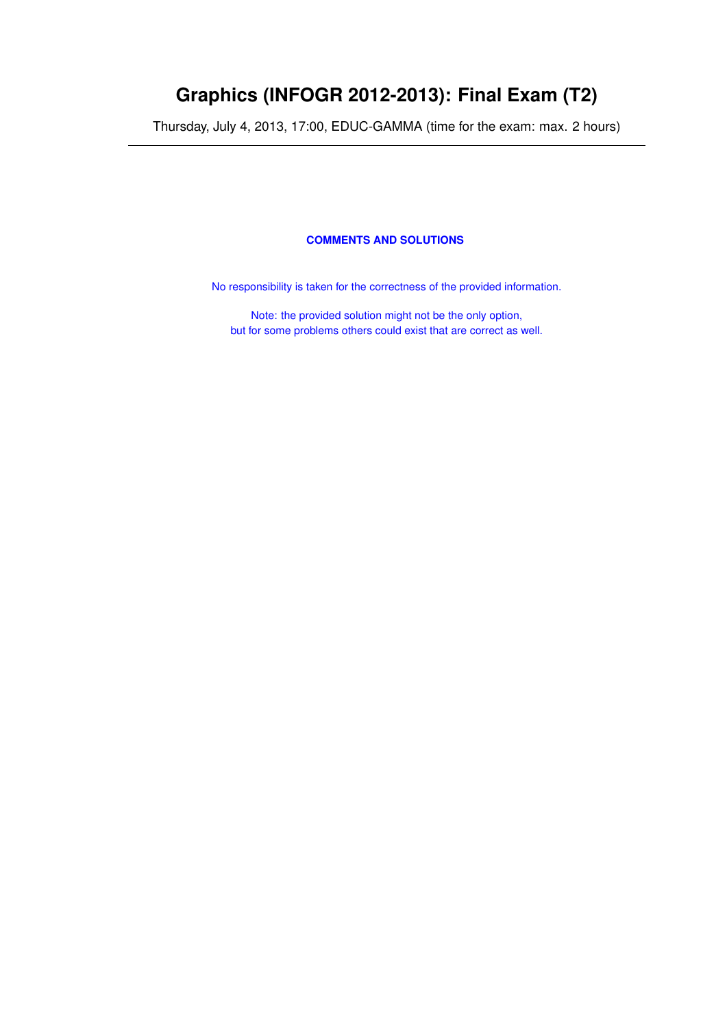# Graphics (INFOGR 2012-2013): Final Exam (T2)

Thursday, July 4, 2013, 17:00, EDUC-GAMMA (time for the exam: max. 2 hours)

---

**COMMENTS AND SOLUTIONS**

No responsibility is taken for the correctness of the provided information.

Note: the provided solution might not be the only option,
but for some problems others could exist that are correct as well.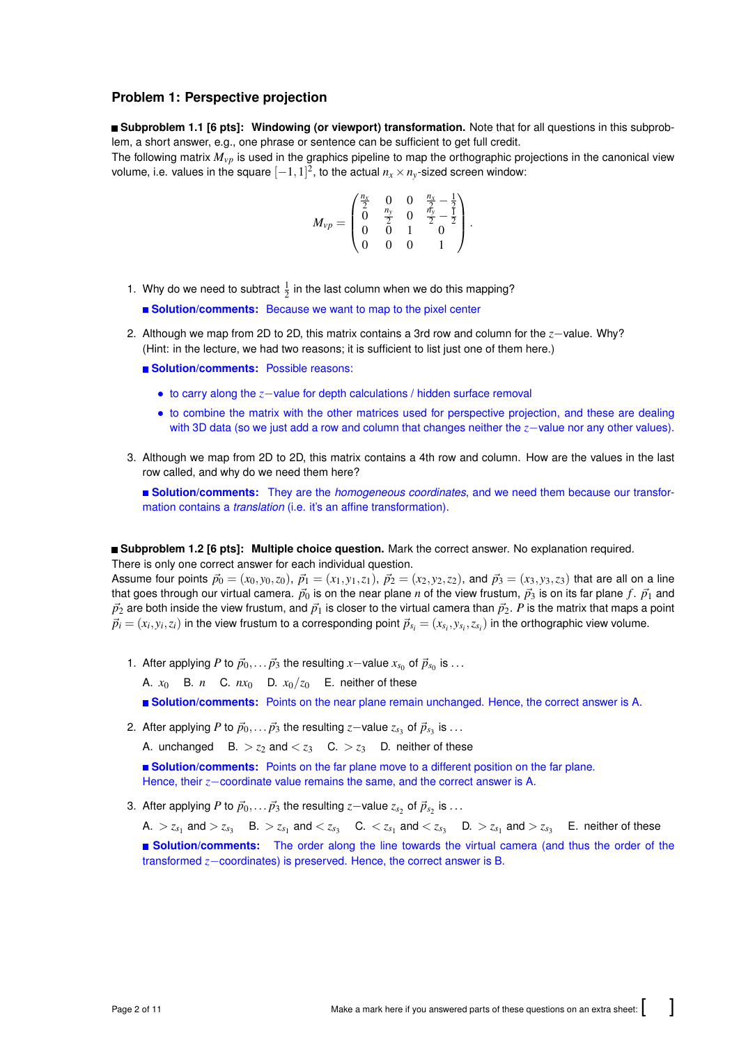## Problem 1: Perspective projection

■ **Subproblem 1.1 [6 pts]: Windowing (or viewport) transformation.** Note that for all questions in this subproblem, a short answer, e.g., one phrase or sentence can be sufficient to get full credit.
The following matrix $M_{vp}$ is used in the graphics pipeline to map the orthographic projections in the canonical view volume, i.e. values in the square $[-1,1]^2$, to the actual $n_x \times n_y$-sized screen window:

$$M_{vp} = \begin{pmatrix} \frac{n_x}{2} & 0 & 0 & \frac{n_x}{2} - \frac{1}{2} \\ 0 & \frac{n_y}{2} & 0 & \frac{n_y}{2} - \frac{1}{2} \\ 0 & 0 & 1 & 0 \\ 0 & 0 & 0 & 1 \end{pmatrix}.$$

1. Why do we need to subtract $\frac{1}{2}$ in the last column when we do this mapping?

   ■ **Solution/comments:** Because we want to map to the pixel center

2. Although we map from 2D to 2D, this matrix contains a 3rd row and column for the $z$−value. Why? (Hint: in the lecture, we had two reasons; it is sufficient to list just one of them here.)

   ■ **Solution/comments:** Possible reasons:

   - to carry along the $z$−value for depth calculations / hidden surface removal
   - to combine the matrix with the other matrices used for perspective projection, and these are dealing with 3D data (so we just add a row and column that changes neither the $z$−value nor any other values).

3. Although we map from 2D to 2D, this matrix contains a 4th row and column. How are the values in the last row called, and why do we need them here?

   ■ **Solution/comments:** They are the *homogeneous coordinates*, and we need them because our transformation contains a *translation* (i.e. it's an affine transformation).

■ **Subproblem 1.2 [6 pts]: Multiple choice question.** Mark the correct answer. No explanation required.
There is only one correct answer for each individual question.
Assume four points $\vec{p}_0 = (x_0, y_0, z_0)$, $\vec{p}_1 = (x_1, y_1, z_1)$, $\vec{p}_2 = (x_2, y_2, z_2)$, and $\vec{p}_3 = (x_3, y_3, z_3)$ that are all on a line that goes through our virtual camera. $\vec{p}_0$ is on the near plane $n$ of the view frustum, $\vec{p}_3$ is on its far plane $f$. $\vec{p}_1$ and $\vec{p}_2$ are both inside the view frustum, and $\vec{p}_1$ is closer to the virtual camera than $\vec{p}_2$. $P$ is the matrix that maps a point $\vec{p}_i = (x_i, y_i, z_i)$ in the view frustum to a corresponding point $\vec{p}_{s_i} = (x_{s_i}, y_{s_i}, z_{s_i})$ in the orthographic view volume.

1. After applying $P$ to $\vec{p}_0, \ldots \vec{p}_3$ the resulting $x$−value $x_{s_0}$ of $\vec{p}_{s_0}$ is ...

   A. $x_0$ B. $n$ C. $nx_0$ D. $x_0/z_0$ E. neither of these

   ■ **Solution/comments:** Points on the near plane remain unchanged. Hence, the correct answer is A.

2. After applying $P$ to $\vec{p}_0, \ldots \vec{p}_3$ the resulting $z$−value $z_{s_3}$ of $\vec{p}_{s_3}$ is ...

   A. unchanged B. $> z_2$ and $< z_3$ C. $> z_3$ D. neither of these

   ■ **Solution/comments:** Points on the far plane move to a different position on the far plane. Hence, their $z$−coordinate value remains the same, and the correct answer is A.

3. After applying $P$ to $\vec{p}_0, \ldots \vec{p}_3$ the resulting $z$−value $z_{s_2}$ of $\vec{p}_{s_2}$ is ...

   A. $> z_{s_1}$ and $> z_{s_3}$ B. $> z_{s_1}$ and $< z_{s_3}$ C. $< z_{s_1}$ and $< z_{s_3}$ D. $> z_{s_1}$ and $> z_{s_3}$ E. neither of these

   ■ **Solution/comments:** The order along the line towards the virtual camera (and thus the order of the transformed $z$−coordinates) is preserved. Hence, the correct answer is B.

Make a mark here if you answered parts of these questions on an extra sheet: [ ]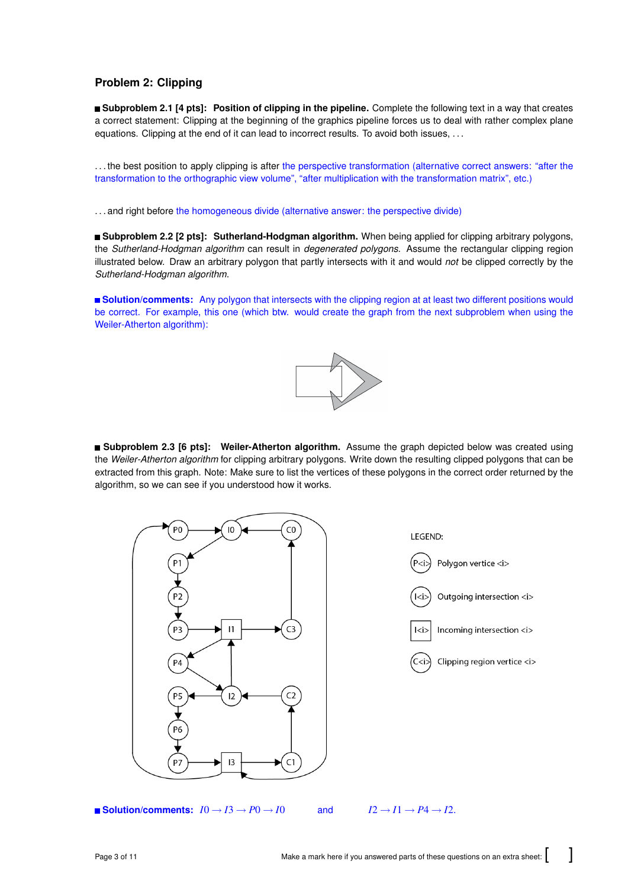## Problem 2: Clipping

■ **Subproblem 2.1 [4 pts]: Position of clipping in the pipeline.** Complete the following text in a way that creates a correct statement: Clipping at the beginning of the graphics pipeline forces us to deal with rather complex plane equations. Clipping at the end of it can lead to incorrect results. To avoid both issues, ...

...the best position to apply clipping is after the perspective transformation (alternative correct answers: "after the transformation to the orthographic view volume", "after multiplication with the transformation matrix", etc.)

...and right before the homogeneous divide (alternative answer: the perspective divide)

■ **Subproblem 2.2 [2 pts]: Sutherland-Hodgman algorithm.** When being applied for clipping arbitrary polygons, the *Sutherland-Hodgman algorithm* can result in *degenerated polygons*. Assume the rectangular clipping region illustrated below. Draw an arbitrary polygon that partly intersects with it and would *not* be clipped correctly by the *Sutherland-Hodgman algorithm*.

■ **Solution/comments:** Any polygon that intersects with the clipping region at at least two different positions would be correct. For example, this one (which btw. would create the graph from the next subproblem when using the Weiler-Atherton algorithm):

■ **Subproblem 2.3 [6 pts]: Weiler-Atherton algorithm.** Assume the graph depicted below was created using the *Weiler-Atherton algorithm* for clipping arbitrary polygons. Write down the resulting clipped polygons that can be extracted from this graph. Note: Make sure to list the vertices of these polygons in the correct order returned by the algorithm, so we can see if you understood how it works.

LEGEND:

- P<i> Polygon vertice <i>
- I<i> Outgoing intersection <i>
- I<i> Incoming intersection <i>
- C<i> Clipping region vertice <i>

■ **Solution/comments:** $I0 \rightarrow I3 \rightarrow P0 \rightarrow I0$ and $I2 \rightarrow I1 \rightarrow P4 \rightarrow I2$.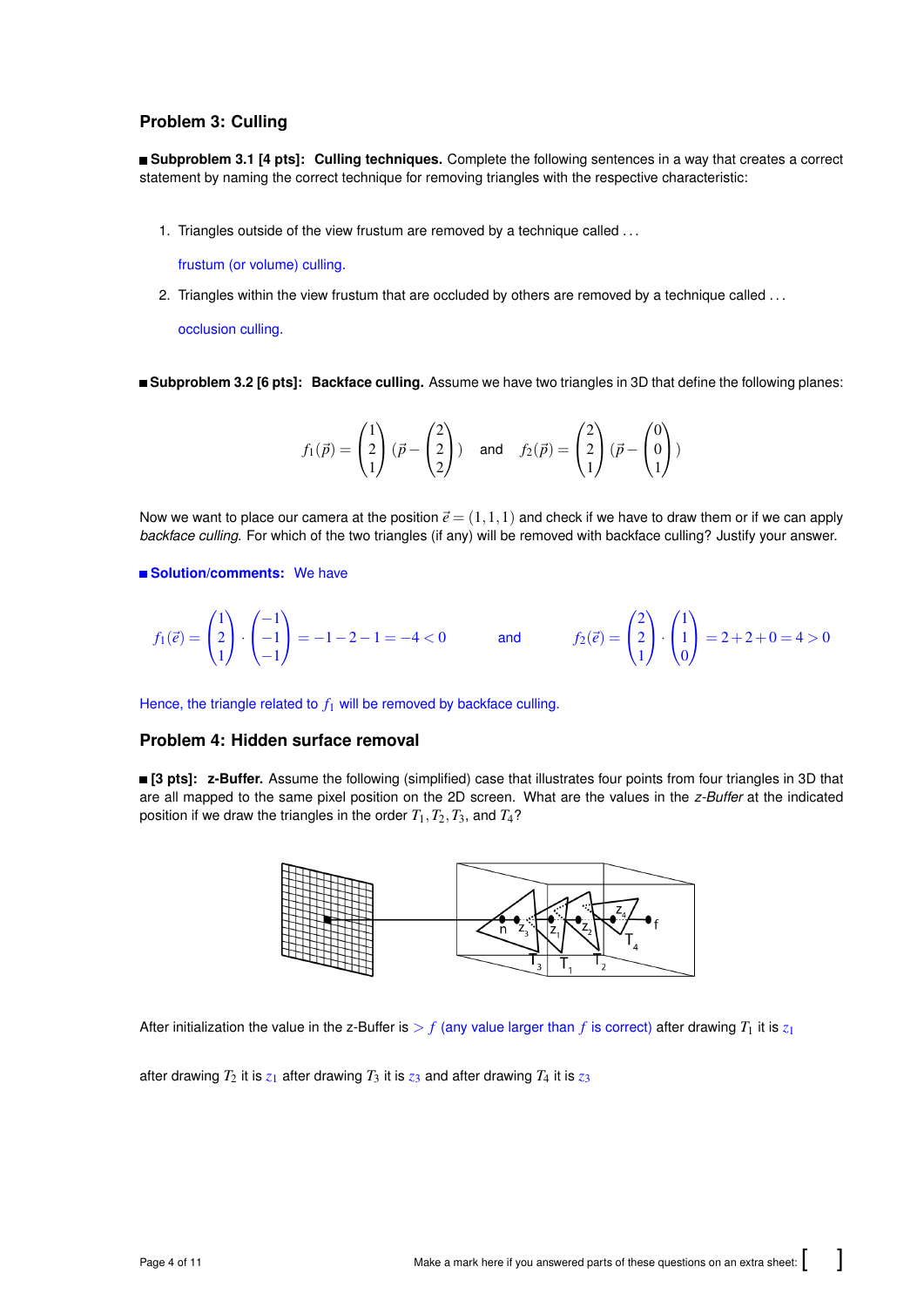## Problem 3: Culling

■ **Subproblem 3.1 [4 pts]: Culling techniques.** Complete the following sentences in a way that creates a correct statement by naming the correct technique for removing triangles with the respective characteristic:

1. Triangles outside of the view frustum are removed by a technique called ...

   frustum (or volume) culling.

2. Triangles within the view frustum that are occluded by others are removed by a technique called ...

   occlusion culling.

■ **Subproblem 3.2 [6 pts]: Backface culling.** Assume we have two triangles in 3D that define the following planes:

$$f_1(\vec{p}) = \begin{pmatrix}1\\2\\1\end{pmatrix}(\vec{p} - \begin{pmatrix}2\\2\\2\end{pmatrix}) \quad \text{and} \quad f_2(\vec{p}) = \begin{pmatrix}2\\2\\1\end{pmatrix}(\vec{p} - \begin{pmatrix}0\\0\\1\end{pmatrix})$$

Now we want to place our camera at the position $\vec{e} = (1,1,1)$ and check if we have to draw them or if we can apply *backface culling*. For which of the two triangles (if any) will be removed with backface culling? Justify your answer.

■ **Solution/comments:** We have

$$f_1(\vec{e}) = \begin{pmatrix}1\\2\\1\end{pmatrix} \cdot \begin{pmatrix}-1\\-1\\-1\end{pmatrix} = -1-2-1 = -4 < 0 \qquad \text{and} \qquad f_2(\vec{e}) = \begin{pmatrix}2\\2\\1\end{pmatrix} \cdot \begin{pmatrix}1\\1\\0\end{pmatrix} = 2+2+0 = 4 > 0$$

Hence, the triangle related to $f_1$ will be removed by backface culling.

## Problem 4: Hidden surface removal

■ **[3 pts]: z-Buffer.** Assume the following (simplified) case that illustrates four points from four triangles in 3D that are all mapped to the same pixel position on the 2D screen. What are the values in the *z-Buffer* at the indicated position if we draw the triangles in the order $T_1, T_2, T_3$, and $T_4$?

After initialization the value in the z-Buffer is $> f$ (any value larger than $f$ is correct) after drawing $T_1$ it is $z_1$

after drawing $T_2$ it is $z_1$ after drawing $T_3$ it is $z_3$ and after drawing $T_4$ it is $z_3$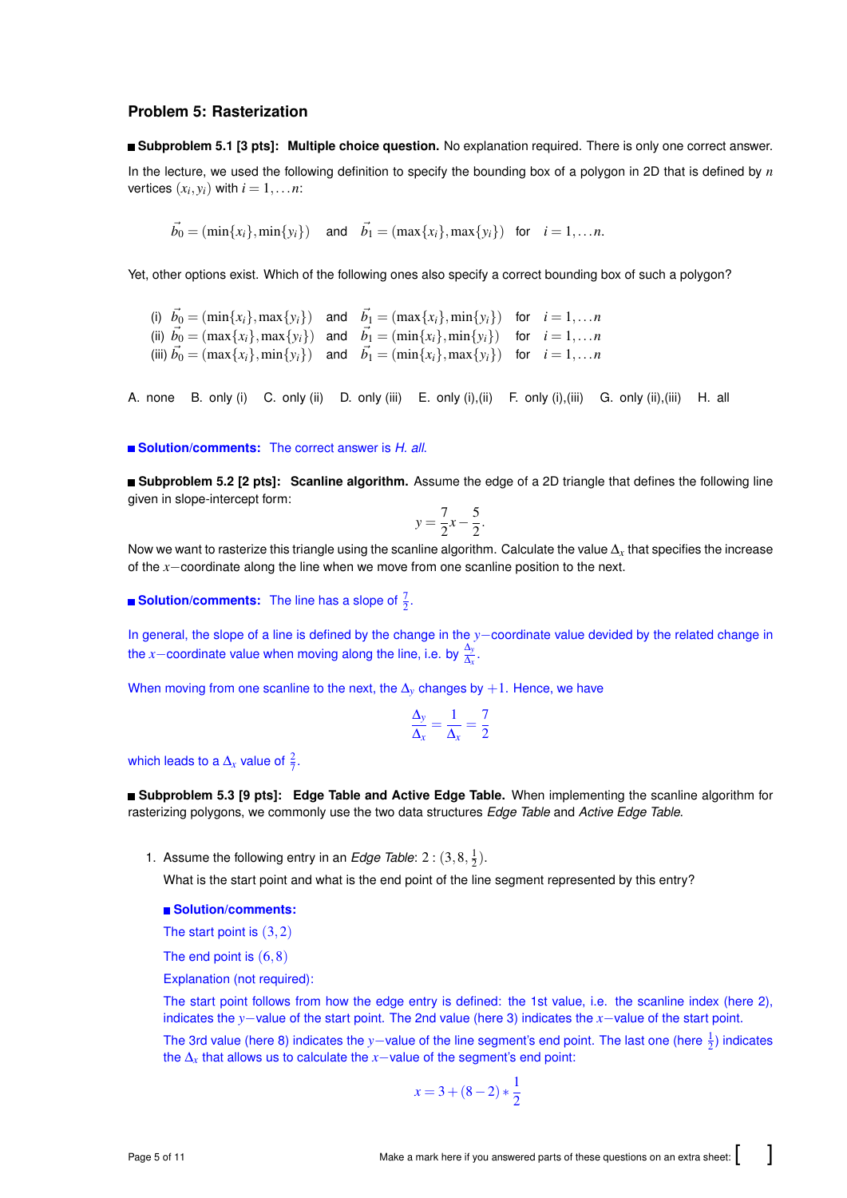## Problem 5: Rasterization

**Subproblem 5.1 [3 pts]: Multiple choice question.** No explanation required. There is only one correct answer.

In the lecture, we used the following definition to specify the bounding box of a polygon in 2D that is defined by $n$ vertices $(x_i, y_i)$ with $i = 1, \ldots n$:

$$\vec{b}_0 = (\min\{x_i\}, \min\{y_i\}) \quad \text{and} \quad \vec{b}_1 = (\max\{x_i\}, \max\{y_i\}) \quad \text{for} \quad i = 1, \ldots n.$$

Yet, other options exist. Which of the following ones also specify a correct bounding box of such a polygon?

(i) $\vec{b}_0 = (\min\{x_i\}, \max\{y_i\})$ and $\vec{b}_1 = (\max\{x_i\}, \min\{y_i\})$ for $i = 1, \ldots n$
(ii) $\vec{b}_0 = (\max\{x_i\}, \max\{y_i\})$ and $\vec{b}_1 = (\min\{x_i\}, \min\{y_i\})$ for $i = 1, \ldots n$
(iii) $\vec{b}_0 = (\max\{x_i\}, \min\{y_i\})$ and $\vec{b}_1 = (\min\{x_i\}, \max\{y_i\})$ for $i = 1, \ldots n$

A. none B. only (i) C. only (ii) D. only (iii) E. only (i),(ii) F. only (i),(iii) G. only (ii),(iii) H. all

**Solution/comments:** The correct answer is *H. all*.

**Subproblem 5.2 [2 pts]: Scanline algorithm.** Assume the edge of a 2D triangle that defines the following line given in slope-intercept form:

$$y = \frac{7}{2}x - \frac{5}{2}.$$

Now we want to rasterize this triangle using the scanline algorithm. Calculate the value $\Delta_x$ that specifies the increase of the $x-$coordinate along the line when we move from one scanline position to the next.

**Solution/comments:** The line has a slope of $\frac{7}{2}$.

In general, the slope of a line is defined by the change in the $y-$coordinate value devided by the related change in the $x-$coordinate value when moving along the line, i.e. by $\frac{\Delta_y}{\Delta_x}$.

When moving from one scanline to the next, the $\Delta_y$ changes by $+1$. Hence, we have

$$\frac{\Delta_y}{\Delta_x} = \frac{1}{\Delta_x} = \frac{7}{2}$$

which leads to a $\Delta_x$ value of $\frac{2}{7}$.

**Subproblem 5.3 [9 pts]: Edge Table and Active Edge Table.** When implementing the scanline algorithm for rasterizing polygons, we commonly use the two data structures *Edge Table* and *Active Edge Table*.

1. Assume the following entry in an *Edge Table*: $2 : (3, 8, \frac{1}{2})$.

   What is the start point and what is the end point of the line segment represented by this entry?

   **Solution/comments:**

   The start point is $(3, 2)$

   The end point is $(6, 8)$

   Explanation (not required):

   The start point follows from how the edge entry is defined: the 1st value, i.e. the scanline index (here 2), indicates the $y-$value of the start point. The 2nd value (here 3) indicates the $x-$value of the start point.

   The 3rd value (here 8) indicates the $y-$value of the line segment's end point. The last one (here $\frac{1}{2}$) indicates the $\Delta_x$ that allows us to calculate the $x-$value of the segment's end point:

$$x = 3 + (8 - 2) * \frac{1}{2}$$

Make a mark here if you answered parts of these questions on an extra sheet: [ ]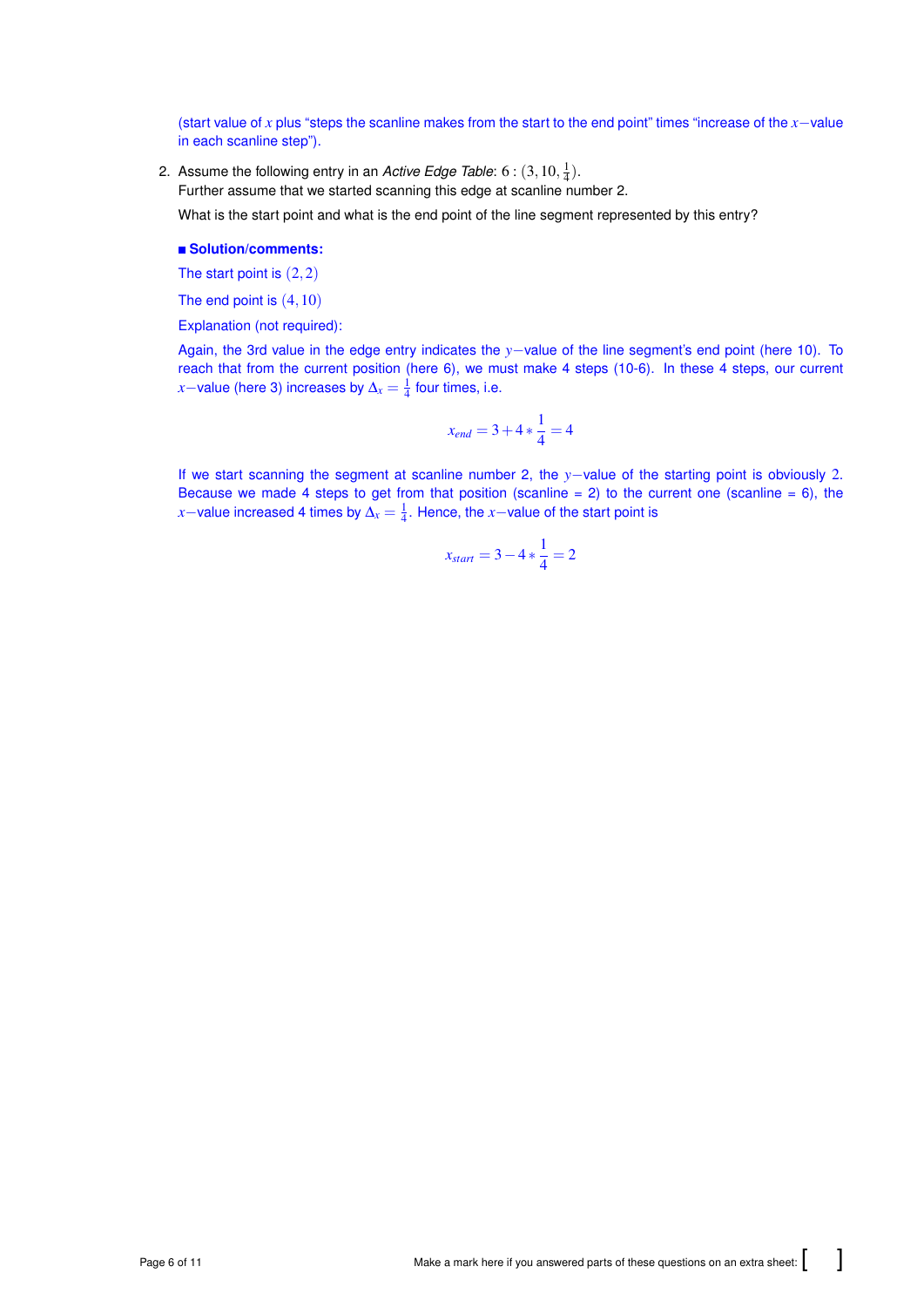(start value of $x$ plus "steps the scanline makes from the start to the end point" times "increase of the $x-$value in each scanline step").

2. Assume the following entry in an *Active Edge Table*: $6 : (3, 10, \frac{1}{4})$.
   Further assume that we started scanning this edge at scanline number 2.

   What is the start point and what is the end point of the line segment represented by this entry?

   ■ **Solution/comments:**

   The start point is $(2, 2)$

   The end point is $(4, 10)$

   Explanation (not required):

   Again, the 3rd value in the edge entry indicates the $y-$value of the line segment's end point (here 10). To reach that from the current position (here 6), we must make 4 steps (10-6). In these 4 steps, our current $x-$value (here 3) increases by $\Delta_x = \frac{1}{4}$ four times, i.e.

   $$x_{end} = 3 + 4 * \frac{1}{4} = 4$$

   If we start scanning the segment at scanline number 2, the $y-$value of the starting point is obviously 2. Because we made 4 steps to get from that position (scanline = 2) to the current one (scanline = 6), the $x-$value increased 4 times by $\Delta_x = \frac{1}{4}$. Hence, the $x-$value of the start point is

   $$x_{start} = 3 - 4 * \frac{1}{4} = 2$$

Make a mark here if you answered parts of these questions on an extra sheet: [ ]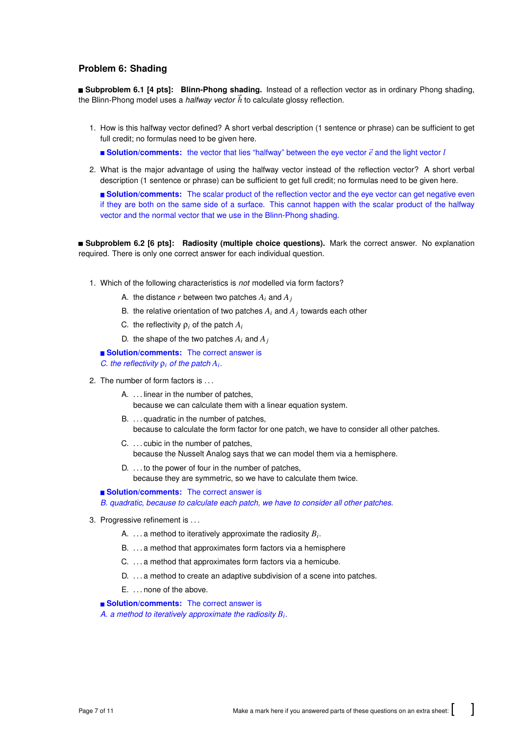## Problem 6: Shading

■ **Subproblem 6.1 [4 pts]: Blinn-Phong shading.** Instead of a reflection vector as in ordinary Phong shading, the Blinn-Phong model uses a *halfway vector* $\vec{h}$ to calculate glossy reflection.

1. How is this halfway vector defined? A short verbal description (1 sentence or phrase) can be sufficient to get full credit; no formulas need to be given here.

   ■ **Solution/comments:** the vector that lies “halfway” between the eye vector $\vec{e}$ and the light vector $l$

2. What is the major advantage of using the halfway vector instead of the reflection vector? A short verbal description (1 sentence or phrase) can be sufficient to get full credit; no formulas need to be given here.

   ■ **Solution/comments:** The scalar product of the reflection vector and the eye vector can get negative even if they are both on the same side of a surface. This cannot happen with the scalar product of the halfway vector and the normal vector that we use in the Blinn-Phong shading.

■ **Subproblem 6.2 [6 pts]: Radiosity (multiple choice questions).** Mark the correct answer. No explanation required. There is only one correct answer for each individual question.

1. Which of the following characteristics is *not* modelled via form factors?

   A. the distance $r$ between two patches $A_i$ and $A_j$

   B. the relative orientation of two patches $A_i$ and $A_j$ towards each other

   C. the reflectivity $\rho_i$ of the patch $A_i$

   D. the shape of the two patches $A_i$ and $A_j$

   ■ **Solution/comments:** The correct answer is
   *C. the reflectivity $\rho_i$ of the patch $A_i$.*

2. The number of form factors is ...

   A. ... linear in the number of patches,
   because we can calculate them with a linear equation system.

   B. ... quadratic in the number of patches,
   because to calculate the form factor for one patch, we have to consider all other patches.

   C. ... cubic in the number of patches,
   because the Nusselt Analog says that we can model them via a hemisphere.

   D. ... to the power of four in the number of patches,
   because they are symmetric, so we have to calculate them twice.

   ■ **Solution/comments:** The correct answer is
   *B. quadratic, because to calculate each patch, we have to consider all other patches.*

3. Progressive refinement is ...

   A. ... a method to iteratively approximate the radiosity $B_i$.

   B. ... a method that approximates form factors via a hemisphere

   C. ... a method that approximates form factors via a hemicube.

   D. ... a method to create an adaptive subdivision of a scene into patches.

   E. ... none of the above.

   ■ **Solution/comments:** The correct answer is
   *A. a method to iteratively approximate the radiosity $B_i$.*

Make a mark here if you answered parts of these questions on an extra sheet: [ ]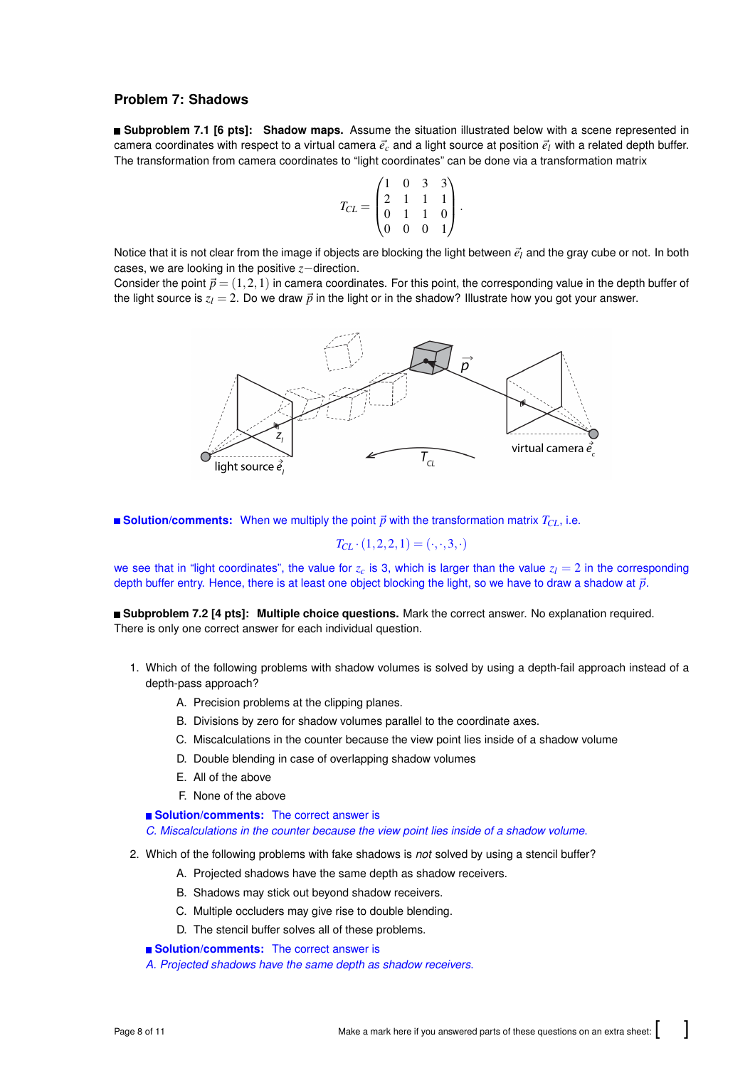## Problem 7: Shadows

**Subproblem 7.1 [6 pts]: Shadow maps.** Assume the situation illustrated below with a scene represented in camera coordinates with respect to a virtual camera $\vec{e}_c$ and a light source at position $\vec{e}_l$ with a related depth buffer. The transformation from camera coordinates to "light coordinates" can be done via a transformation matrix

$$T_{CL} = \begin{pmatrix} 1 & 0 & 3 & 3 \\ 2 & 1 & 1 & 1 \\ 0 & 1 & 1 & 0 \\ 0 & 0 & 0 & 1 \end{pmatrix}.$$

Notice that it is not clear from the image if objects are blocking the light between $\vec{e}_l$ and the gray cube or not. In both cases, we are looking in the positive $z-$direction.

Consider the point $\vec{p} = (1, 2, 1)$ in camera coordinates. For this point, the corresponding value in the depth buffer of the light source is $z_l = 2$. Do we draw $\vec{p}$ in the light or in the shadow? Illustrate how you got your answer.

**Solution/comments:** When we multiply the point $\vec{p}$ with the transformation matrix $T_{CL}$, i.e.

$$T_{CL} \cdot (1, 2, 2, 1) = (\cdot, \cdot, 3, \cdot)$$

we see that in "light coordinates", the value for $z_c$ is 3, which is larger than the value $z_l = 2$ in the corresponding depth buffer entry. Hence, there is at least one object blocking the light, so we have to draw a shadow at $\vec{p}$.

**Subproblem 7.2 [4 pts]: Multiple choice questions.** Mark the correct answer. No explanation required. There is only one correct answer for each individual question.

1. Which of the following problems with shadow volumes is solved by using a depth-fail approach instead of a depth-pass approach?
   - A. Precision problems at the clipping planes.
   - B. Divisions by zero for shadow volumes parallel to the coordinate axes.
   - C. Miscalculations in the counter because the view point lies inside of a shadow volume
   - D. Double blending in case of overlapping shadow volumes
   - E. All of the above
   - F. None of the above

   **Solution/comments:** The correct answer is
   *C. Miscalculations in the counter because the view point lies inside of a shadow volume.*

2. Which of the following problems with fake shadows is *not* solved by using a stencil buffer?
   - A. Projected shadows have the same depth as shadow receivers.
   - B. Shadows may stick out beyond shadow receivers.
   - C. Multiple occluders may give rise to double blending.
   - D. The stencil buffer solves all of these problems.

   **Solution/comments:** The correct answer is
   *A. Projected shadows have the same depth as shadow receivers.*

Make a mark here if you answered parts of these questions on an extra sheet: [ ]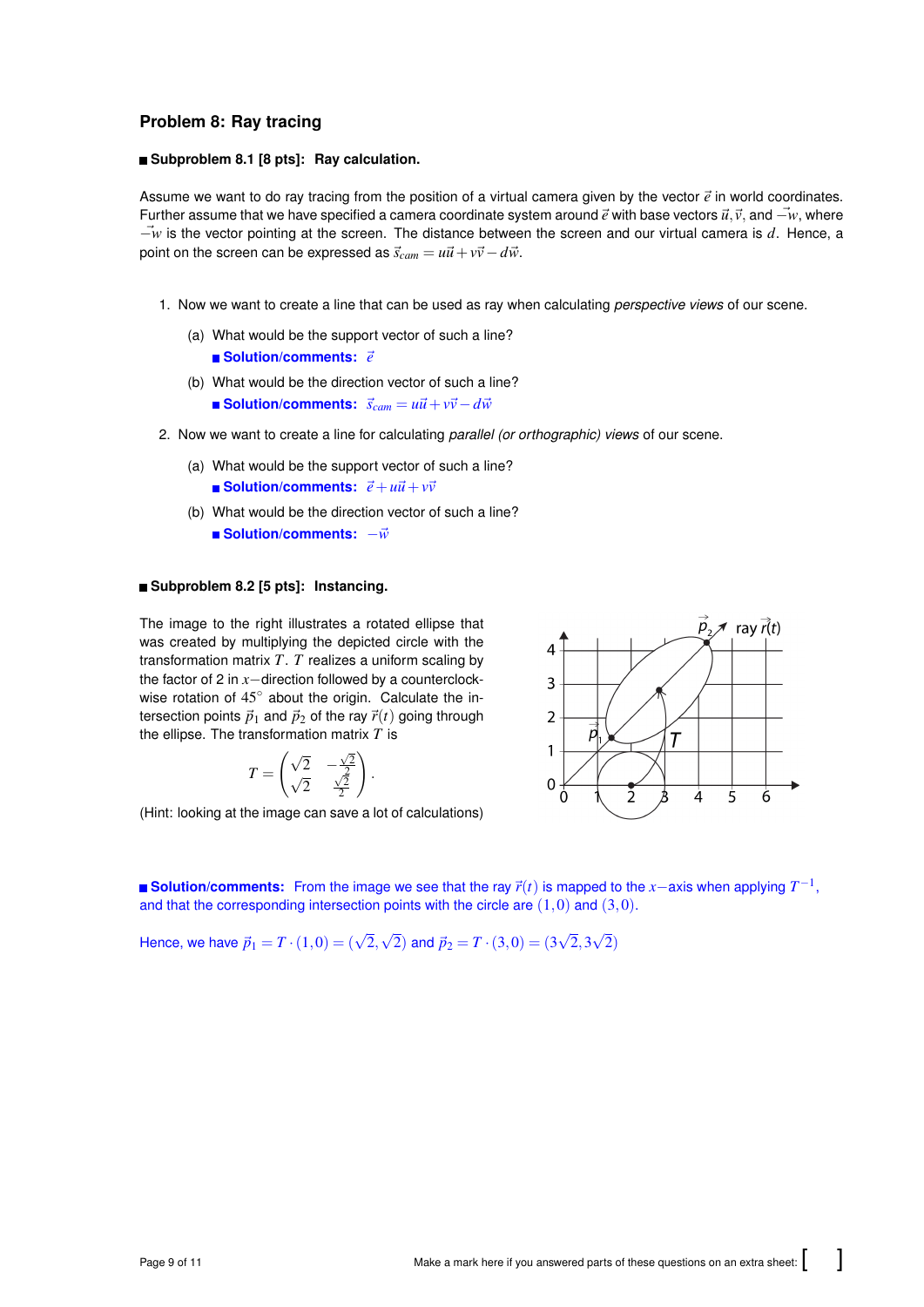## Problem 8: Ray tracing

### Subproblem 8.1 [8 pts]: Ray calculation.

Assume we want to do ray tracing from the position of a virtual camera given by the vector $\vec{e}$ in world coordinates. Further assume that we have specified a camera coordinate system around $\vec{e}$ with base vectors $\vec{u}, \vec{v}$, and $-\vec{w}$, where $-\vec{w}$ is the vector pointing at the screen. The distance between the screen and our virtual camera is $d$. Hence, a point on the screen can be expressed as $\vec{s}_{cam} = u\vec{u} + v\vec{v} - d\vec{w}$.

1. Now we want to create a line that can be used as ray when calculating *perspective views* of our scene.

   (a) What would be the support vector of such a line?

   **Solution/comments:** $\vec{e}$

   (b) What would be the direction vector of such a line?

   **Solution/comments:** $\vec{s}_{cam} = u\vec{u} + v\vec{v} - d\vec{w}$

2. Now we want to create a line for calculating *parallel (or orthographic) views* of our scene.

   (a) What would be the support vector of such a line?

   **Solution/comments:** $\vec{e} + u\vec{u} + v\vec{v}$

   (b) What would be the direction vector of such a line?

   **Solution/comments:** $-\vec{w}$

### Subproblem 8.2 [5 pts]: Instancing.

The image to the right illustrates a rotated ellipse that was created by multiplying the depicted circle with the transformation matrix $T$. $T$ realizes a uniform scaling by the factor of 2 in $x-$direction followed by a counterclockwise rotation of $45^\circ$ about the origin. Calculate the intersection points $\vec{p}_1$ and $\vec{p}_2$ of the ray $\vec{r}(t)$ going through the ellipse. The transformation matrix $T$ is

$$T = \begin{pmatrix} \sqrt{2} & -\frac{\sqrt{2}}{2} \\ \sqrt{2} & \frac{\sqrt{2}}{2} \end{pmatrix}.$$

(Hint: looking at the image can save a lot of calculations)

**Solution/comments:** From the image we see that the ray $\vec{r}(t)$ is mapped to the $x-$axis when applying $T^{-1}$, and that the corresponding intersection points with the circle are $(1,0)$ and $(3,0)$.

Hence, we have $\vec{p}_1 = T \cdot (1,0) = (\sqrt{2}, \sqrt{2})$ and $\vec{p}_2 = T \cdot (3,0) = (3\sqrt{2}, 3\sqrt{2})$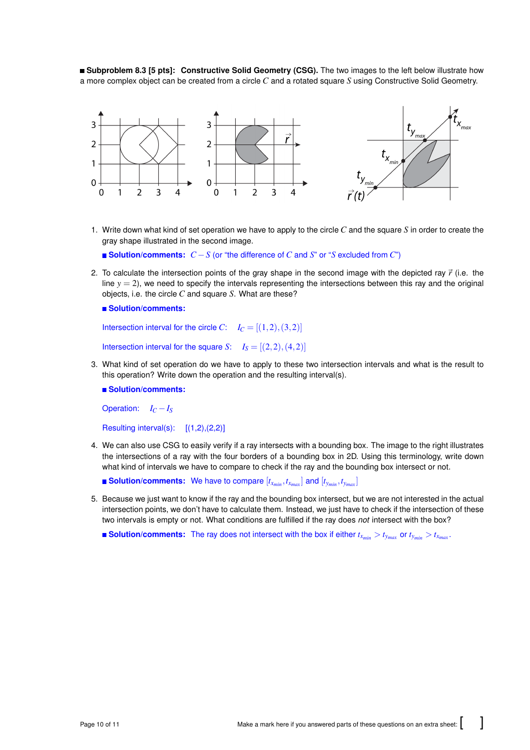**■ Subproblem 8.3 [5 pts]: Constructive Solid Geometry (CSG).** The two images to the left below illustrate how a more complex object can be created from a circle $C$ and a rotated square $S$ using Constructive Solid Geometry.

1. Write down what kind of set operation we have to apply to the circle $C$ and the square $S$ in order to create the gray shape illustrated in the second image.

   **Solution/comments:** $C - S$ (or "the difference of $C$ and $S$" or "$S$ excluded from $C$")

2. To calculate the intersection points of the gray shape in the second image with the depicted ray $\vec{r}$ (i.e. the line $y = 2$), we need to specify the intervals representing the intersections between this ray and the original objects, i.e. the circle $C$ and square $S$. What are these?

   **Solution/comments:**

   Intersection interval for the circle $C$: $I_C = [(1,2),(3,2)]$

   Intersection interval for the square $S$: $I_S = [(2,2),(4,2)]$

3. What kind of set operation do we have to apply to these two intersection intervals and what is the result to this operation? Write down the operation and the resulting interval(s).

   **Solution/comments:**

   Operation: $I_C - I_S$

   Resulting interval(s): [(1,2),(2,2)]

4. We can also use CSG to easily verify if a ray intersects with a bounding box. The image to the right illustrates the intersections of a ray with the four borders of a bounding box in 2D. Using this terminology, write down what kind of intervals we have to compare to check if the ray and the bounding box intersect or not.

   **Solution/comments:** We have to compare $[t_{x_{min}}, t_{x_{max}}]$ and $[t_{y_{min}}, t_{y_{max}}]$

5. Because we just want to know if the ray and the bounding box intersect, but we are not interested in the actual intersection points, we don't have to calculate them. Instead, we just have to check if the intersection of these two intervals is empty or not. What conditions are fulfilled if the ray does *not* intersect with the box?

   **Solution/comments:** The ray does not intersect with the box if either $t_{x_{min}} > t_{y_{max}}$ or $t_{y_{min}} > t_{x_{max}}$.

Make a mark here if you answered parts of these questions on an extra sheet: [ ]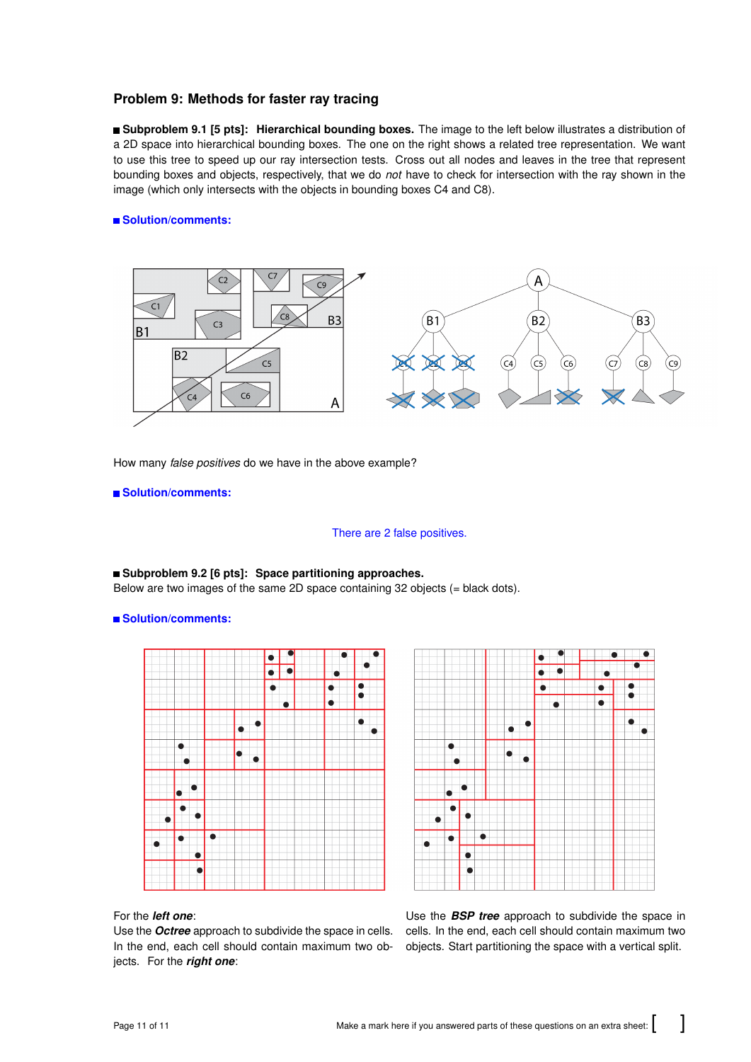## Problem 9: Methods for faster ray tracing

■ **Subproblem 9.1 [5 pts]: Hierarchical bounding boxes.** The image to the left below illustrates a distribution of a 2D space into hierarchical bounding boxes. The one on the right shows a related tree representation. We want to use this tree to speed up our ray intersection tests. Cross out all nodes and leaves in the tree that represent bounding boxes and objects, respectively, that we do *not* have to check for intersection with the ray shown in the image (which only intersects with the objects in bounding boxes C4 and C8).

■ **Solution/comments:**

C2
C7
C9
C1
C8
B3
C3
B1
B2
C5
C4
C6
A

A
B1
B2
B3
C1
C2
C3
C4
C5
C6
C7
C8
C9

How many *false positives* do we have in the above example?

■ **Solution/comments:**

There are 2 false positives.

■ **Subproblem 9.2 [6 pts]: Space partitioning approaches.**
Below are two images of the same 2D space containing 32 objects (= black dots).

■ **Solution/comments:**

For the ***left one***:
Use the ***Octree*** approach to subdivide the space in cells. In the end, each cell should contain maximum two objects. For the ***right one***:
Use the ***BSP tree*** approach to subdivide the space in cells. In the end, each cell should contain maximum two objects. Start partitioning the space with a vertical split.

Make a mark here if you answered parts of these questions on an extra sheet: [ ]